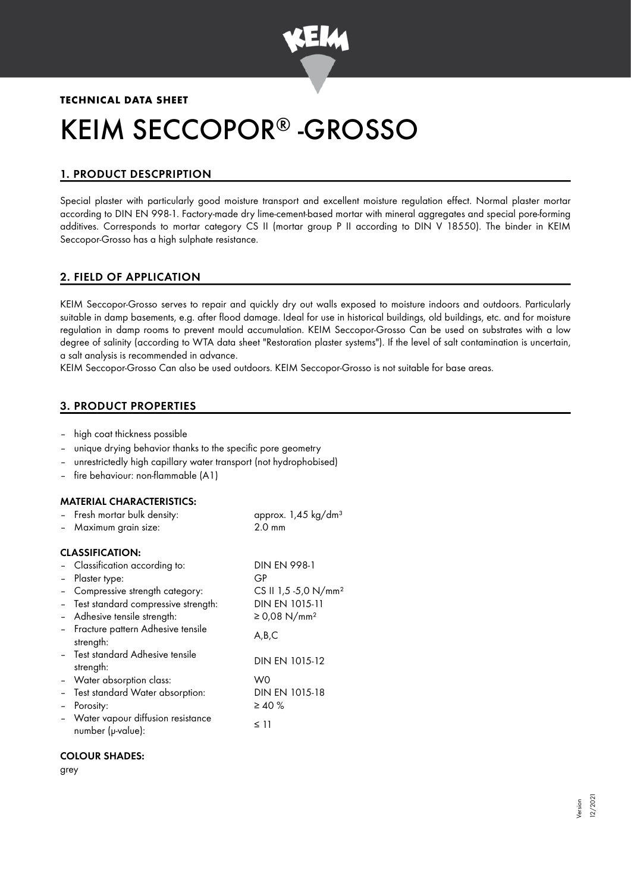**TECHNICAL DATA SHEET**

# KEIM SECCOPOR® -GROSSO

## 1. PRODUCT DESCPRIPTION

Special plaster with particularly good moisture transport and excellent moisture regulation effect. Normal plaster mortar according to DIN EN 998-1. Factory-made dry lime-cement-based mortar with mineral aggregates and special pore-forming additives. Corresponds to mortar category CS II (mortar group P II according to DIN V 18550). The binder in KEIM Seccopor-Grosso has a high sulphate resistance.

## 2. FIELD OF APPLICATION

KEIM Seccopor-Grosso serves to repair and quickly dry out walls exposed to moisture indoors and outdoors. Particularly suitable in damp basements, e.g. after flood damage. Ideal for use in historical buildings, old buildings, etc. and for moisture regulation in damp rooms to prevent mould accumulation. KEIM Seccopor-Grosso Can be used on substrates with a low degree of salinity (according to WTA data sheet "Restoration plaster systems"). If the level of salt contamination is uncertain, a salt analysis is recommended in advance.

KEIM Seccopor-Grosso Can also be used outdoors. KEIM Seccopor-Grosso is not suitable for base areas.

## 3. PRODUCT PROPERTIES

- high coat thickness possible
- unique drying behavior thanks to the specific pore geometry
- unrestrictedly high capillary water transport (not hydrophobised)
- fire behaviour: non-flammable (A1)

### MATERIAL CHARACTERISTICS:

| | |
|---|---|
| – Fresh mortar bulk density: | approx. 1,45 kg/dm³ |
| – Maximum grain size: | 2.0 mm |

### CLASSIFICATION:

| | |
|---|---|
| – Classification according to: | DIN EN 998-1 |
| – Plaster type: | GP |
| – Compressive strength category: | CS II 1,5 -5,0 N/mm² |
| – Test standard compressive strength: | DIN EN 1015-11 |
| – Adhesive tensile strength: | ≥ 0,08 N/mm² |
| – Fracture pattern Adhesive tensile strength: | A,B,C |
| – Test standard Adhesive tensile strength: | DIN EN 1015-12 |
| – Water absorption class: | W0 |
| – Test standard Water absorption: | DIN EN 1015-18 |
| – Porosity: | ≥ 40 % |
| – Water vapour diffusion resistance number (μ-value): | ≤ 11 |

### COLOUR SHADES:

grey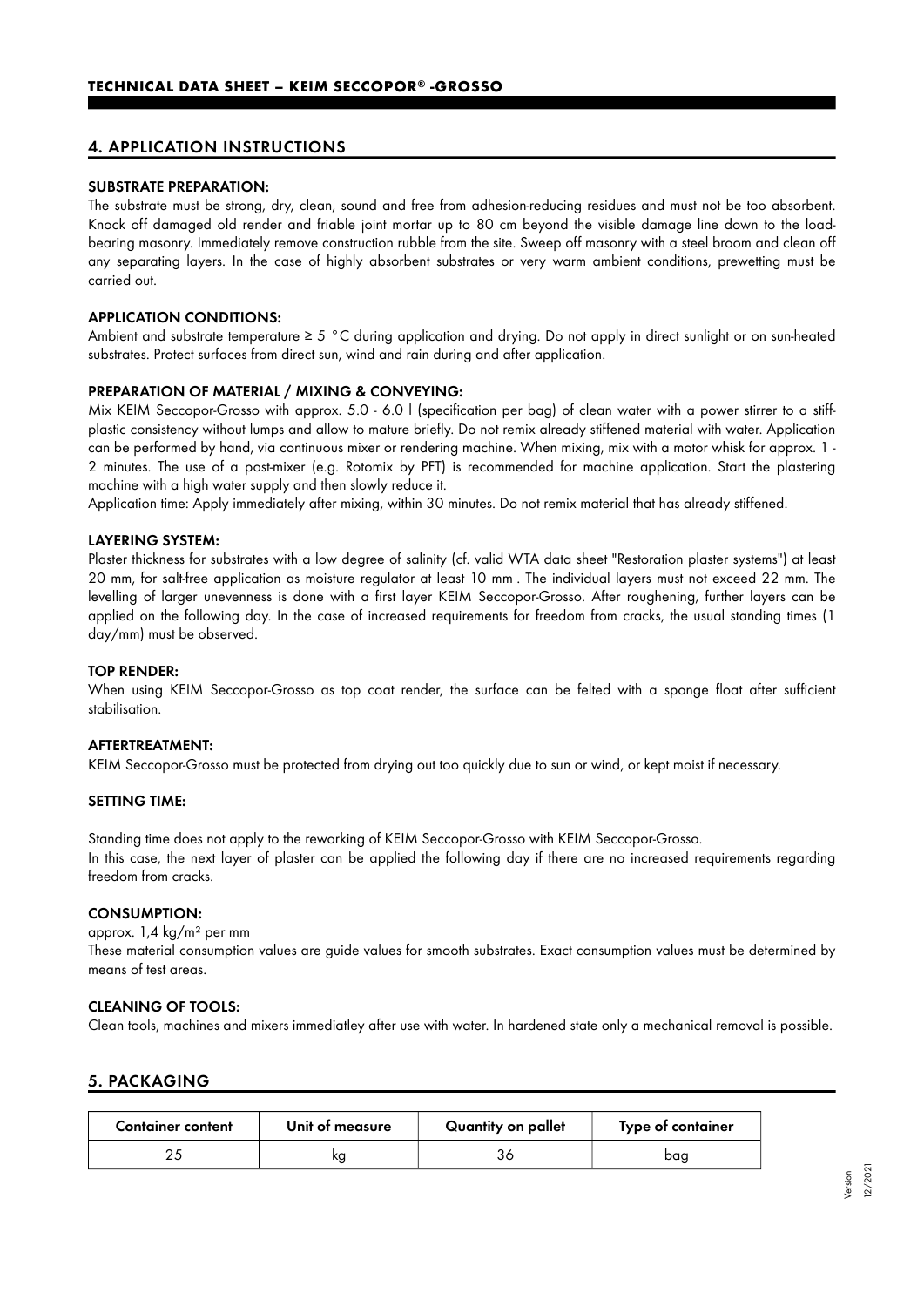## 4. APPLICATION INSTRUCTIONS

### SUBSTRATE PREPARATION:

The substrate must be strong, dry, clean, sound and free from adhesion-reducing residues and must not be too absorbent. Knock off damaged old render and friable joint mortar up to 80 cm beyond the visible damage line down to the load-bearing masonry. Immediately remove construction rubble from the site. Sweep off masonry with a steel broom and clean off any separating layers. In the case of highly absorbent substrates or very warm ambient conditions, prewetting must be carried out.

### APPLICATION CONDITIONS:

Ambient and substrate temperature ≥ 5 °C during application and drying. Do not apply in direct sunlight or on sun-heated substrates. Protect surfaces from direct sun, wind and rain during and after application.

### PREPARATION OF MATERIAL / MIXING & CONVEYING:

Mix KEIM Seccopor-Grosso with approx. 5.0 - 6.0 l (specification per bag) of clean water with a power stirrer to a stiff-plastic consistency without lumps and allow to mature briefly. Do not remix already stiffened material with water. Application can be performed by hand, via continuous mixer or rendering machine. When mixing, mix with a motor whisk for approx. 1 - 2 minutes. The use of a post-mixer (e.g. Rotomix by PFT) is recommended for machine application. Start the plastering machine with a high water supply and then slowly reduce it.

Application time: Apply immediately after mixing, within 30 minutes. Do not remix material that has already stiffened.

### LAYERING SYSTEM:

Plaster thickness for substrates with a low degree of salinity (cf. valid WTA data sheet "Restoration plaster systems") at least 20 mm, for salt-free application as moisture regulator at least 10 mm . The individual layers must not exceed 22 mm. The levelling of larger unevenness is done with a first layer KEIM Seccopor-Grosso. After roughening, further layers can be applied on the following day. In the case of increased requirements for freedom from cracks, the usual standing times (1 day/mm) must be observed.

### TOP RENDER:

When using KEIM Seccopor-Grosso as top coat render, the surface can be felted with a sponge float after sufficient stabilisation.

### AFTERTREATMENT:

KEIM Seccopor-Grosso must be protected from drying out too quickly due to sun or wind, or kept moist if necessary.

### SETTING TIME:

Standing time does not apply to the reworking of KEIM Seccopor-Grosso with KEIM Seccopor-Grosso.
In this case, the next layer of plaster can be applied the following day if there are no increased requirements regarding freedom from cracks.

### CONSUMPTION:

approx. 1,4 kg/m² per mm
These material consumption values are guide values for smooth substrates. Exact consumption values must be determined by means of test areas.

### CLEANING OF TOOLS:

Clean tools, machines and mixers immediatley after use with water. In hardened state only a mechanical removal is possible.

## 5. PACKAGING

| Container content | Unit of measure | Quantity on pallet | Type of container |
|---|---|---|---|
| 25 | kg | 36 | bag |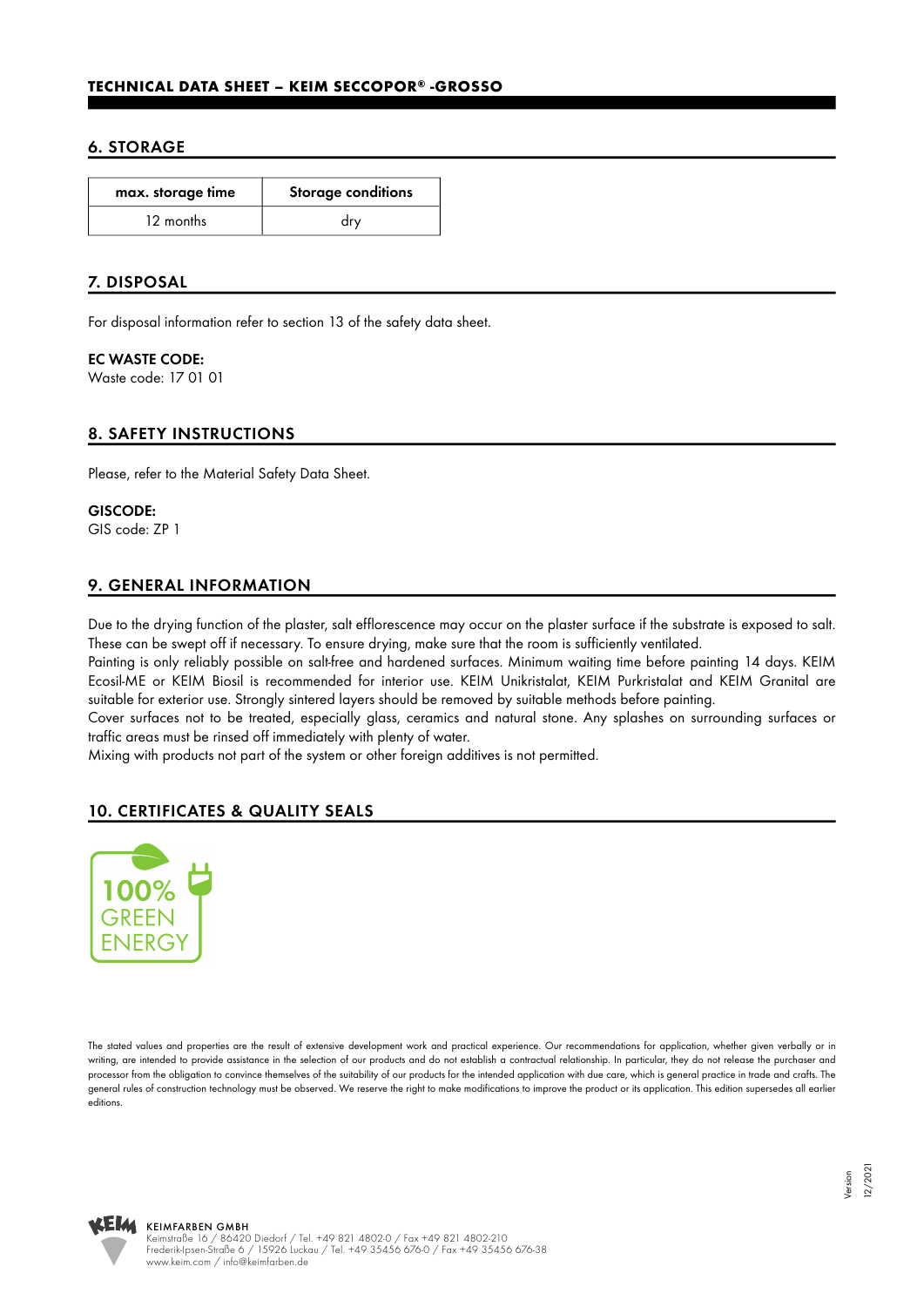## 6. STORAGE

| max. storage time | Storage conditions |
|---|---|
| 12 months | dry |

## 7. DISPOSAL

For disposal information refer to section 13 of the safety data sheet.

**EC WASTE CODE:**
Waste code: 17 01 01

## 8. SAFETY INSTRUCTIONS

Please, refer to the Material Safety Data Sheet.

**GISCODE:**
GIS code: ZP 1

## 9. GENERAL INFORMATION

Due to the drying function of the plaster, salt efflorescence may occur on the plaster surface if the substrate is exposed to salt. These can be swept off if necessary. To ensure drying, make sure that the room is sufficiently ventilated.
Painting is only reliably possible on salt-free and hardened surfaces. Minimum waiting time before painting 14 days. KEIM Ecosil-ME or KEIM Biosil is recommended for interior use. KEIM Unikristalat, KEIM Purkristalat and KEIM Granital are suitable for exterior use. Strongly sintered layers should be removed by suitable methods before painting.
Cover surfaces not to be treated, especially glass, ceramics and natural stone. Any splashes on surrounding surfaces or traffic areas must be rinsed off immediately with plenty of water.
Mixing with products not part of the system or other foreign additives is not permitted.

## 10. CERTIFICATES & QUALITY SEALS

100% GREEN ENERGY

The stated values and properties are the result of extensive development work and practical experience. Our recommendations for application, whether given verbally or in writing, are intended to provide assistance in the selection of our products and do not establish a contractual relationship. In particular, they do not release the purchaser and processor from the obligation to convince themselves of the suitability of our products for the intended application with due care, which is general practice in trade and crafts. The general rules of construction technology must be observed. We reserve the right to make modifications to improve the product or its application. This edition supersedes all earlier editions.

Version 12/2021

KEIMFARBEN GMBH
Keimstraße 16 / 86420 Diedorf / Tel. +49 821 4802-0 / Fax +49 821 4802-210
Frederik-Ipsen-Straße 6 / 15926 Luckau / Tel. +49 35456 676-0 / Fax +49 35456 676-38
www.keim.com / info@keimfarben.de